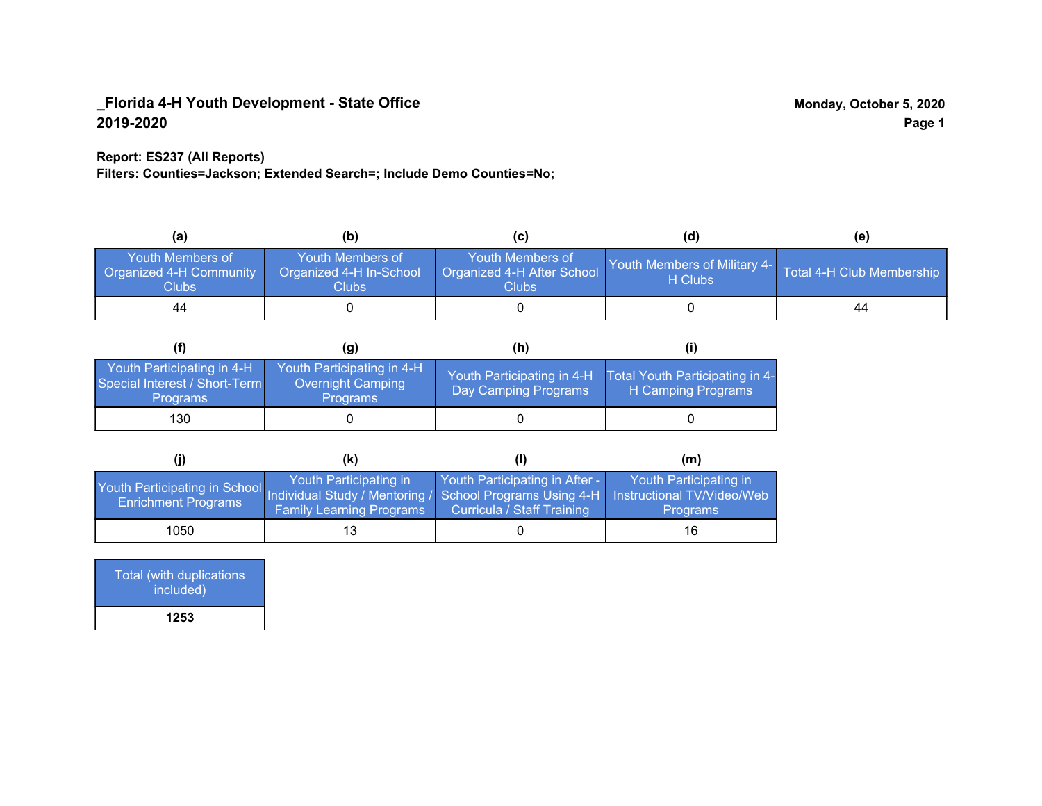**_Florida 4-H Youth Development - State Office**
**2019-2020**

**Monday, October 5, 2020**

**Report: ES237 (All Reports)**
**Filters: Counties=Jackson; Extended Search=; Include Demo Counties=No;**

| (a) | (b) | (c) | (d) | (e) |
|---|---|---|---|---|
| Youth Members of Organized 4-H Community Clubs | Youth Members of Organized 4-H In-School Clubs | Youth Members of Organized 4-H After School Clubs | Youth Members of Military 4-H Clubs | Total 4-H Club Membership |
| 44 | 0 | 0 | 0 | 44 |

| (f) | (g) | (h) | (i) |
|---|---|---|---|
| Youth Participating in 4-H Special Interest / Short-Term Programs | Youth Participating in 4-H Overnight Camping Programs | Youth Participating in 4-H Day Camping Programs | Total Youth Participating in 4-H Camping Programs |
| 130 | 0 | 0 | 0 |

| (j) | (k) | (l) | (m) |
|---|---|---|---|
| Youth Participating in School Enrichment Programs | Youth Participating in Individual Study / Mentoring / Family Learning Programs | Youth Participating in After - School Programs Using 4-H Curricula / Staff Training | Youth Participating in Instructional TV/Video/Web Programs |
| 1050 | 13 | 0 | 16 |

| Total (with duplications included) |
|---|
| **1253** |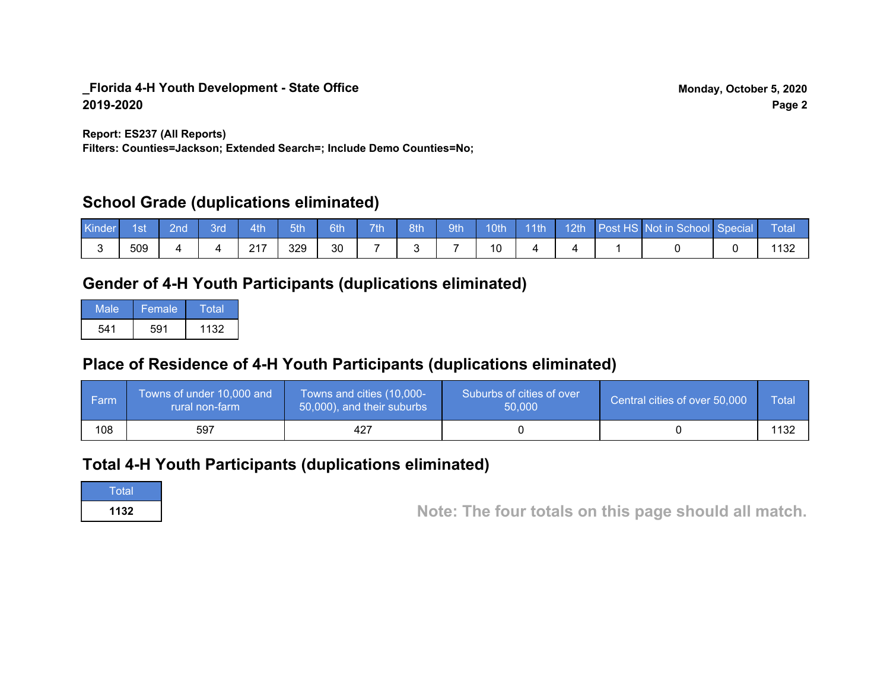**_Florida 4-H Youth Development - State Office**
**2019-2020**

**Monday, October 5, 2020**

**Report: ES237 (All Reports)**
**Filters: Counties=Jackson; Extended Search=; Include Demo Counties=No;**

## School Grade (duplications eliminated)

| Kinder | 1st | 2nd | 3rd | 4th | 5th | 6th | 7th | 8th | 9th | 10th | 11th | 12th | Post HS | Not in School | Special | Total |
|---|---|---|---|---|---|---|---|---|---|---|---|---|---|---|---|---|
| 3 | 509 | 4 | 4 | 217 | 329 | 30 | 7 | 3 | 7 | 10 | 4 | 4 | 1 | 0 | 0 | 1132 |

## Gender of 4-H Youth Participants (duplications eliminated)

| Male | Female | Total |
|---|---|---|
| 541 | 591 | 1132 |

## Place of Residence of 4-H Youth Participants (duplications eliminated)

| Farm | Towns of under 10,000 and rural non-farm | Towns and cities (10,000-50,000), and their suburbs | Suburbs of cities of over 50,000 | Central cities of over 50,000 | Total |
|---|---|---|---|---|---|
| 108 | 597 | 427 | 0 | 0 | 1132 |

## Total 4-H Youth Participants (duplications eliminated)

| Total |
|---|
| **1132** |

**Note: The four totals on this page should all match.**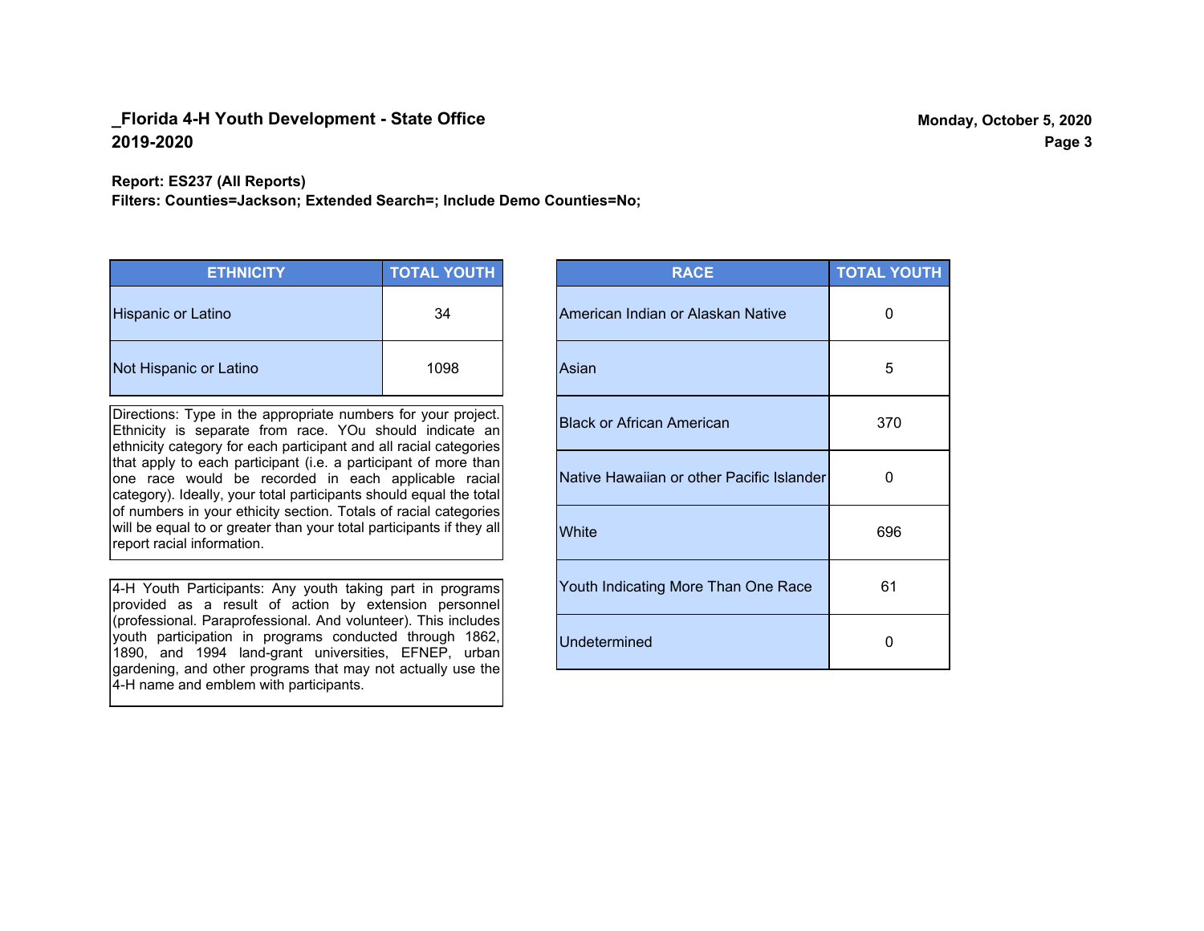## _Florida 4-H Youth Development - State Office
## 2019-2020

**Report: ES237 (All Reports)**
**Filters: Counties=Jackson; Extended Search=; Include Demo Counties=No;**

| ETHNICITY | TOTAL YOUTH |
|---|---|
| Hispanic or Latino | 34 |
| Not Hispanic or Latino | 1098 |

Directions: Type in the appropriate numbers for your project. Ethnicity is separate from race. YOu should indicate an ethnicity category for each participant and all racial categories that apply to each participant (i.e. a participant of more than one race would be recorded in each applicable racial category). Ideally, your total participants should equal the total of numbers in your ethicity section. Totals of racial categories will be equal to or greater than your total participants if they all report racial information.

4-H Youth Participants: Any youth taking part in programs provided as a result of action by extension personnel (professional. Paraprofessional. And volunteer). This includes youth participation in programs conducted through 1862, 1890, and 1994 land-grant universities, EFNEP, urban gardening, and other programs that may not actually use the 4-H name and emblem with participants.

| RACE | TOTAL YOUTH |
|---|---|
| American Indian or Alaskan Native | 0 |
| Asian | 5 |
| Black or African American | 370 |
| Native Hawaiian or other Pacific Islander | 0 |
| White | 696 |
| Youth Indicating More Than One Race | 61 |
| Undetermined | 0 |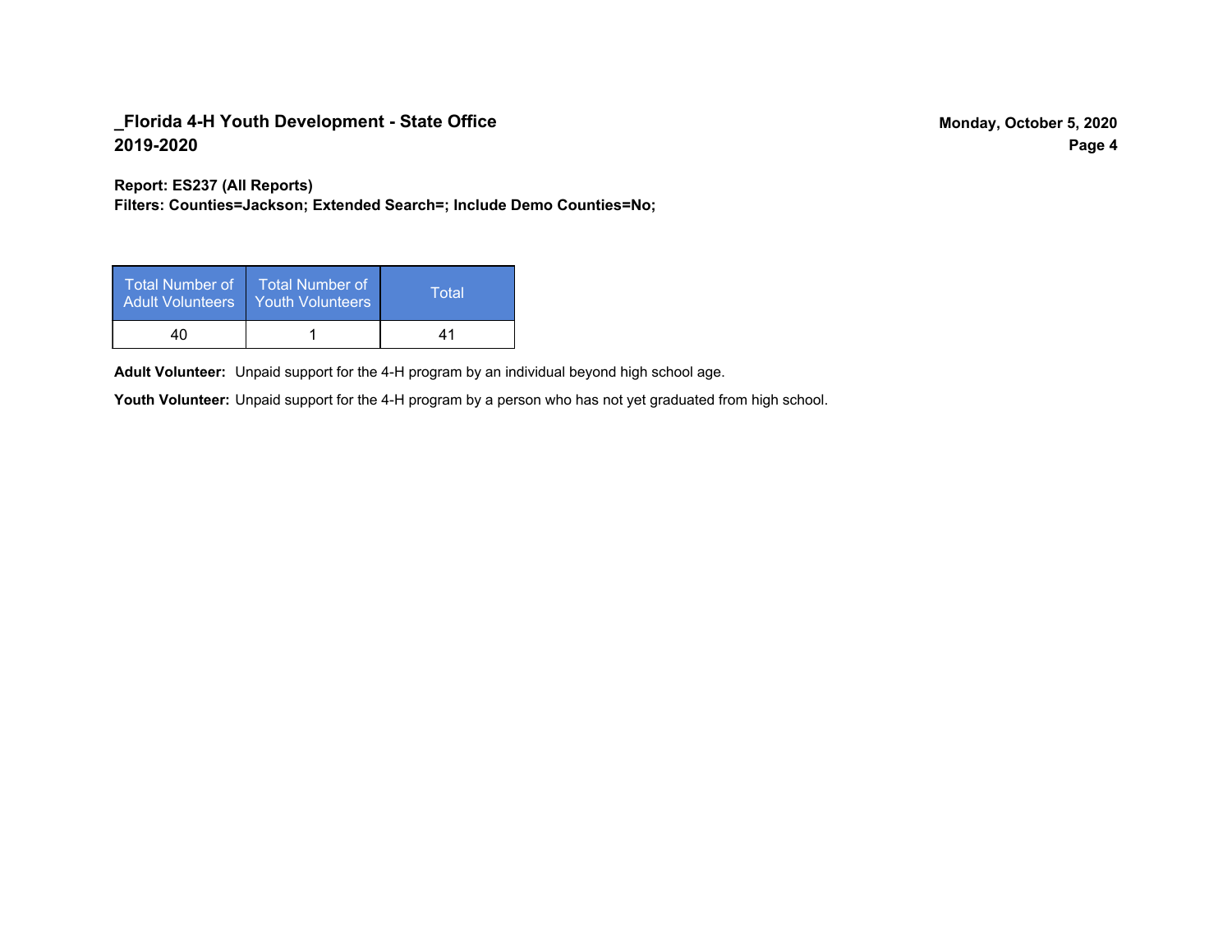## _Florida 4-H Youth Development - State Office
## 2019-2020

**Monday, October 5, 2020**

**Report: ES237 (All Reports)**
**Filters: Counties=Jackson; Extended Search=; Include Demo Counties=No;**

| Total Number of Adult Volunteers | Total Number of Youth Volunteers | Total |
|---|---|---|
| 40 | 1 | 41 |

**Adult Volunteer:** Unpaid support for the 4-H program by an individual beyond high school age.

**Youth Volunteer:** Unpaid support for the 4-H program by a person who has not yet graduated from high school.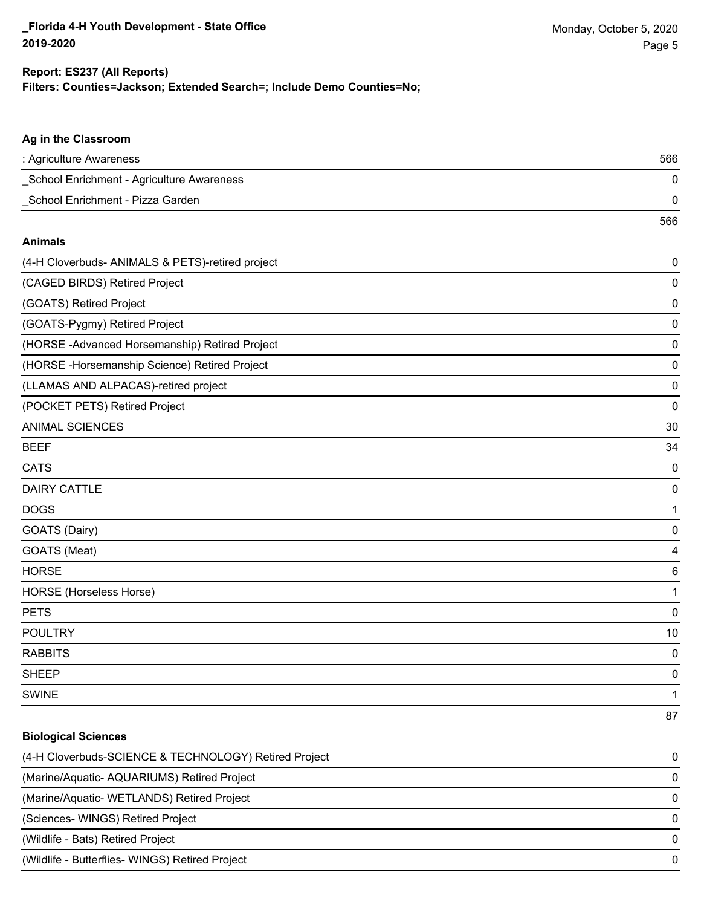**Report: ES237 (All Reports)**
**Filters: Counties=Jackson; Extended Search=; Include Demo Counties=No;**

### Ag in the Classroom

| | |
|---|---|
| : Agriculture Awareness | 566 |
| _School Enrichment - Agriculture Awareness | 0 |
| _School Enrichment - Pizza Garden | 0 |
| | 566 |

### Animals

| | |
|---|---|
| (4-H Cloverbuds- ANIMALS & PETS)-retired project | 0 |
| (CAGED BIRDS) Retired Project | 0 |
| (GOATS) Retired Project | 0 |
| (GOATS-Pygmy) Retired Project | 0 |
| (HORSE -Advanced Horsemanship) Retired Project | 0 |
| (HORSE -Horsemanship Science) Retired Project | 0 |
| (LLAMAS AND ALPACAS)-retired project | 0 |
| (POCKET PETS) Retired Project | 0 |
| ANIMAL SCIENCES | 30 |
| BEEF | 34 |
| CATS | 0 |
| DAIRY CATTLE | 0 |
| DOGS | 1 |
| GOATS (Dairy) | 0 |
| GOATS (Meat) | 4 |
| HORSE | 6 |
| HORSE (Horseless Horse) | 1 |
| PETS | 0 |
| POULTRY | 10 |
| RABBITS | 0 |
| SHEEP | 0 |
| SWINE | 1 |
| | 87 |

### Biological Sciences

| | |
|---|---|
| (4-H Cloverbuds-SCIENCE & TECHNOLOGY) Retired Project | 0 |
| (Marine/Aquatic- AQUARIUMS) Retired Project | 0 |
| (Marine/Aquatic- WETLANDS) Retired Project | 0 |
| (Sciences- WINGS) Retired Project | 0 |
| (Wildlife - Bats) Retired Project | 0 |
| (Wildlife - Butterflies- WINGS) Retired Project | 0 |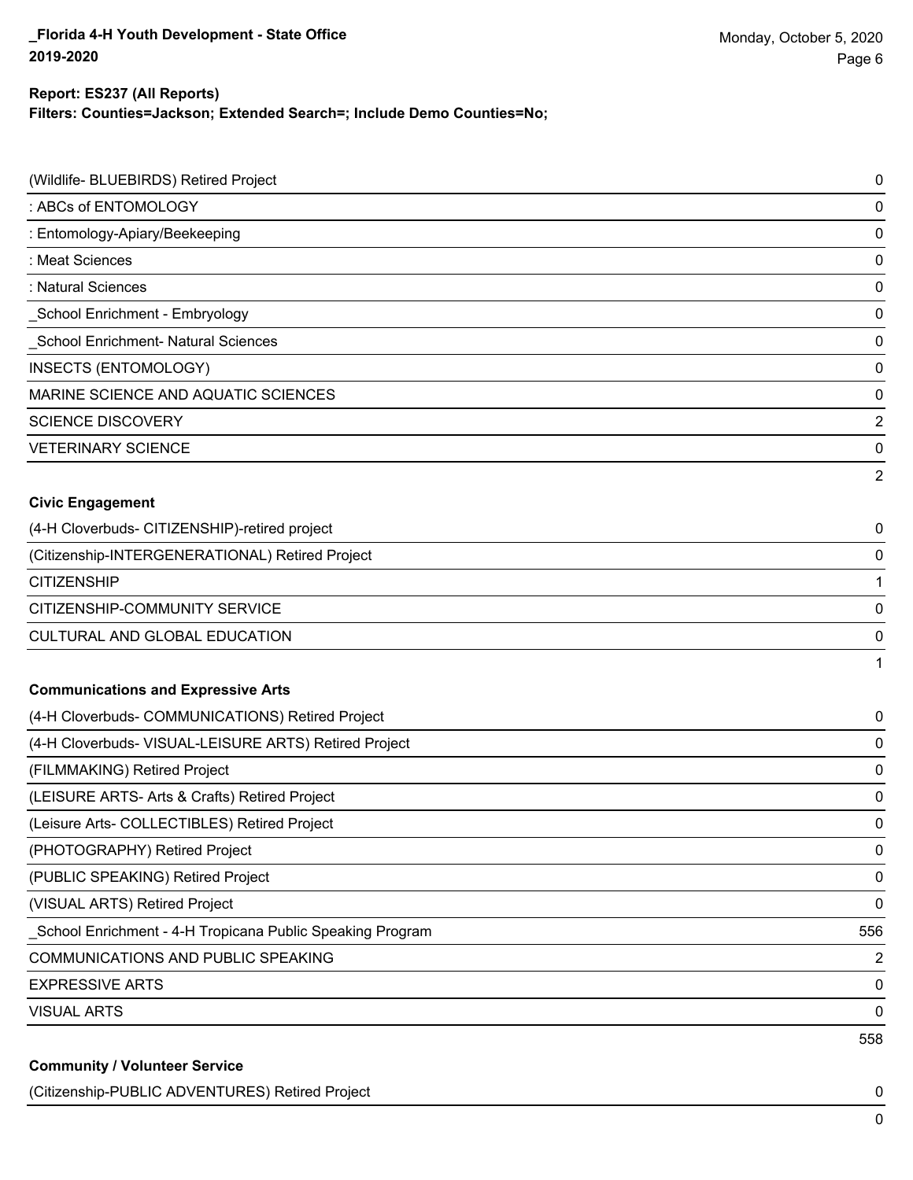**Report: ES237 (All Reports)**
**Filters: Counties=Jackson; Extended Search=; Include Demo Counties=No;**

| | |
|---|---|
| (Wildlife- BLUEBIRDS) Retired Project | 0 |
| : ABCs of ENTOMOLOGY | 0 |
| : Entomology-Apiary/Beekeeping | 0 |
| : Meat Sciences | 0 |
| : Natural Sciences | 0 |
| _School Enrichment - Embryology | 0 |
| _School Enrichment- Natural Sciences | 0 |
| INSECTS (ENTOMOLOGY) | 0 |
| MARINE SCIENCE AND AQUATIC SCIENCES | 0 |
| SCIENCE DISCOVERY | 2 |
| VETERINARY SCIENCE | 0 |
| | 2 |

**Civic Engagement**

| | |
|---|---|
| (4-H Cloverbuds- CITIZENSHIP)-retired project | 0 |
| (Citizenship-INTERGENERATIONAL) Retired Project | 0 |
| CITIZENSHIP | 1 |
| CITIZENSHIP-COMMUNITY SERVICE | 0 |
| CULTURAL AND GLOBAL EDUCATION | 0 |
| | 1 |

**Communications and Expressive Arts**

| | |
|---|---|
| (4-H Cloverbuds- COMMUNICATIONS) Retired Project | 0 |
| (4-H Cloverbuds- VISUAL-LEISURE ARTS) Retired Project | 0 |
| (FILMMAKING) Retired Project | 0 |
| (LEISURE ARTS- Arts & Crafts) Retired Project | 0 |
| (Leisure Arts- COLLECTIBLES) Retired Project | 0 |
| (PHOTOGRAPHY) Retired Project | 0 |
| (PUBLIC SPEAKING) Retired Project | 0 |
| (VISUAL ARTS) Retired Project | 0 |
| _School Enrichment - 4-H Tropicana Public Speaking Program | 556 |
| COMMUNICATIONS AND PUBLIC SPEAKING | 2 |
| EXPRESSIVE ARTS | 0 |
| VISUAL ARTS | 0 |
| | 558 |

**Community / Volunteer Service**

| | |
|---|---|
| (Citizenship-PUBLIC ADVENTURES) Retired Project | 0 |
| | 0 |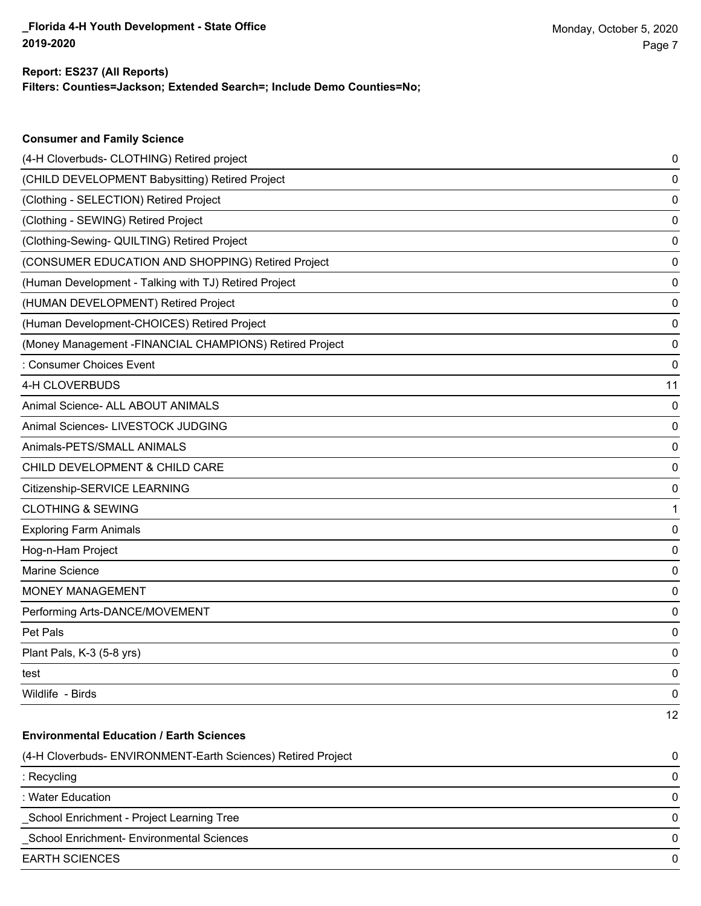**Report: ES237 (All Reports)**
**Filters: Counties=Jackson; Extended Search=; Include Demo Counties=No;**

### Consumer and Family Science

| | |
|---|---|
| (4-H Cloverbuds- CLOTHING) Retired project | 0 |
| (CHILD DEVELOPMENT Babysitting) Retired Project | 0 |
| (Clothing - SELECTION) Retired Project | 0 |
| (Clothing - SEWING) Retired Project | 0 |
| (Clothing-Sewing- QUILTING) Retired Project | 0 |
| (CONSUMER EDUCATION AND SHOPPING) Retired Project | 0 |
| (Human Development - Talking with TJ) Retired Project | 0 |
| (HUMAN DEVELOPMENT) Retired Project | 0 |
| (Human Development-CHOICES) Retired Project | 0 |
| (Money Management -FINANCIAL CHAMPIONS) Retired Project | 0 |
| : Consumer Choices Event | 0 |
| 4-H CLOVERBUDS | 11 |
| Animal Science- ALL ABOUT ANIMALS | 0 |
| Animal Sciences- LIVESTOCK JUDGING | 0 |
| Animals-PETS/SMALL ANIMALS | 0 |
| CHILD DEVELOPMENT & CHILD CARE | 0 |
| Citizenship-SERVICE LEARNING | 0 |
| CLOTHING & SEWING | 1 |
| Exploring Farm Animals | 0 |
| Hog-n-Ham Project | 0 |
| Marine Science | 0 |
| MONEY MANAGEMENT | 0 |
| Performing Arts-DANCE/MOVEMENT | 0 |
| Pet Pals | 0 |
| Plant Pals, K-3 (5-8 yrs) | 0 |
| test | 0 |
| Wildlife - Birds | 0 |
| | 12 |

### Environmental Education / Earth Sciences

| | |
|---|---|
| (4-H Cloverbuds- ENVIRONMENT-Earth Sciences) Retired Project | 0 |
| : Recycling | 0 |
| : Water Education | 0 |
| _School Enrichment - Project Learning Tree | 0 |
| _School Enrichment- Environmental Sciences | 0 |
| EARTH SCIENCES | 0 |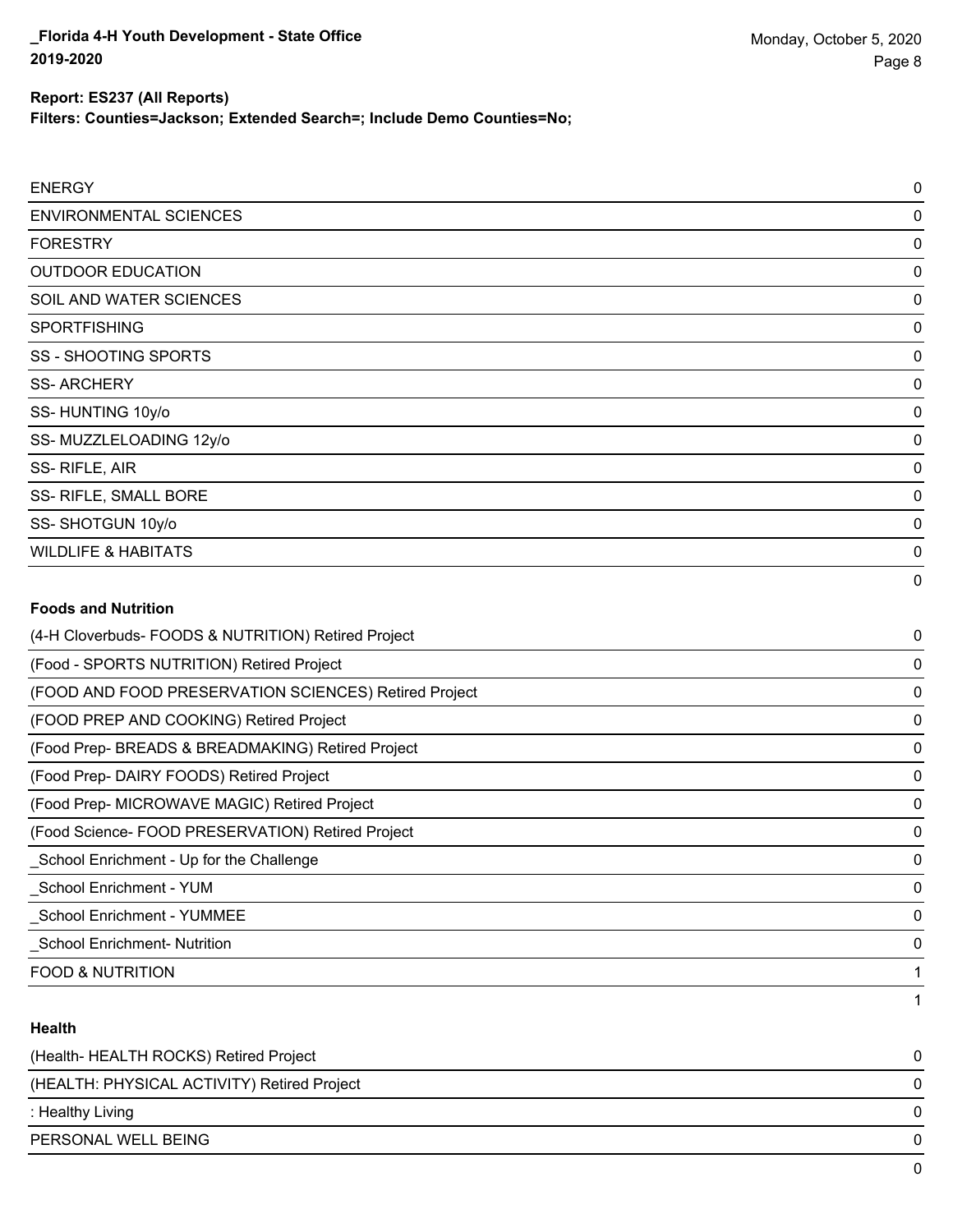**Report: ES237 (All Reports)**

**Filters: Counties=Jackson; Extended Search=; Include Demo Counties=No;**

| | |
|---|---|
| ENERGY | 0 |
| ENVIRONMENTAL SCIENCES | 0 |
| FORESTRY | 0 |
| OUTDOOR EDUCATION | 0 |
| SOIL AND WATER SCIENCES | 0 |
| SPORTFISHING | 0 |
| SS - SHOOTING SPORTS | 0 |
| SS- ARCHERY | 0 |
| SS- HUNTING 10y/o | 0 |
| SS- MUZZLELOADING 12y/o | 0 |
| SS- RIFLE, AIR | 0 |
| SS- RIFLE, SMALL BORE | 0 |
| SS- SHOTGUN 10y/o | 0 |
| WILDLIFE & HABITATS | 0 |
| | 0 |

**Foods and Nutrition**

| | |
|---|---|
| (4-H Cloverbuds- FOODS & NUTRITION) Retired Project | 0 |
| (Food - SPORTS NUTRITION) Retired Project | 0 |
| (FOOD AND FOOD PRESERVATION SCIENCES) Retired Project | 0 |
| (FOOD PREP AND COOKING) Retired Project | 0 |
| (Food Prep- BREADS & BREADMAKING) Retired Project | 0 |
| (Food Prep- DAIRY FOODS) Retired Project | 0 |
| (Food Prep- MICROWAVE MAGIC) Retired Project | 0 |
| (Food Science- FOOD PRESERVATION) Retired Project | 0 |
| _School Enrichment - Up for the Challenge | 0 |
| _School Enrichment - YUM | 0 |
| _School Enrichment - YUMMEE | 0 |
| _School Enrichment- Nutrition | 0 |
| FOOD & NUTRITION | 1 |
| | 1 |

**Health**

| | |
|---|---|
| (Health- HEALTH ROCKS) Retired Project | 0 |
| (HEALTH: PHYSICAL ACTIVITY) Retired Project | 0 |
| : Healthy Living | 0 |
| PERSONAL WELL BEING | 0 |
| | 0 |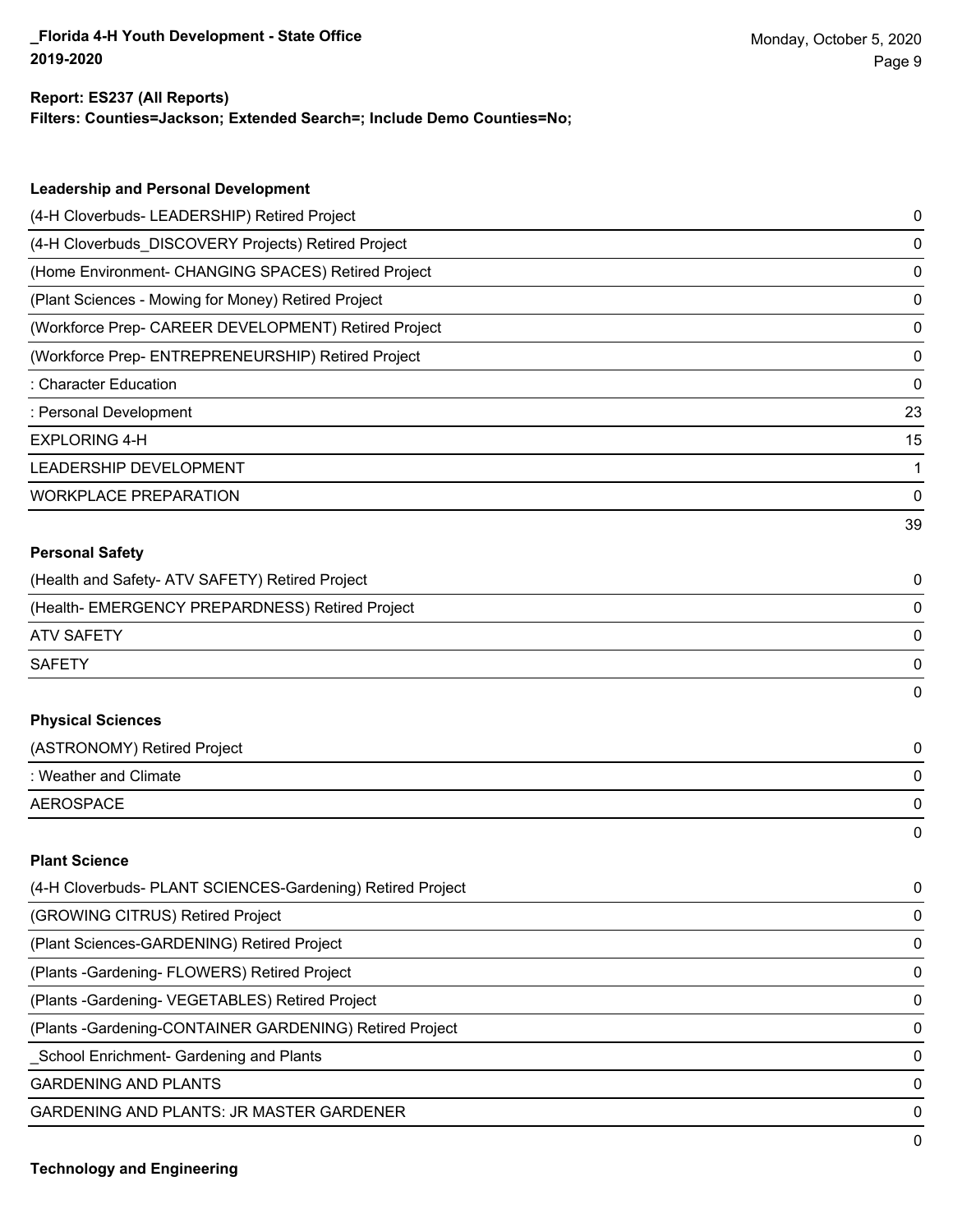**Report: ES237 (All Reports)**
**Filters: Counties=Jackson; Extended Search=; Include Demo Counties=No;**

### Leadership and Personal Development

| | |
|---|---|
| (4-H Cloverbuds- LEADERSHIP) Retired Project | 0 |
| (4-H Cloverbuds_DISCOVERY Projects) Retired Project | 0 |
| (Home Environment- CHANGING SPACES) Retired Project | 0 |
| (Plant Sciences - Mowing for Money) Retired Project | 0 |
| (Workforce Prep- CAREER DEVELOPMENT) Retired Project | 0 |
| (Workforce Prep- ENTREPRENEURSHIP) Retired Project | 0 |
| : Character Education | 0 |
| : Personal Development | 23 |
| EXPLORING 4-H | 15 |
| LEADERSHIP DEVELOPMENT | 1 |
| WORKPLACE PREPARATION | 0 |
| | 39 |

### Personal Safety

| | |
|---|---|
| (Health and Safety- ATV SAFETY) Retired Project | 0 |
| (Health- EMERGENCY PREPARDNESS) Retired Project | 0 |
| ATV SAFETY | 0 |
| SAFETY | 0 |
| | 0 |

### Physical Sciences

| | |
|---|---|
| (ASTRONOMY) Retired Project | 0 |
| : Weather and Climate | 0 |
| AEROSPACE | 0 |
| | 0 |

### Plant Science

| | |
|---|---|
| (4-H Cloverbuds- PLANT SCIENCES-Gardening) Retired Project | 0 |
| (GROWING CITRUS) Retired Project | 0 |
| (Plant Sciences-GARDENING) Retired Project | 0 |
| (Plants -Gardening- FLOWERS) Retired Project | 0 |
| (Plants -Gardening- VEGETABLES) Retired Project | 0 |
| (Plants -Gardening-CONTAINER GARDENING) Retired Project | 0 |
| _School Enrichment- Gardening and Plants | 0 |
| GARDENING AND PLANTS | 0 |
| GARDENING AND PLANTS: JR MASTER GARDENER | 0 |
| | 0 |

### Technology and Engineering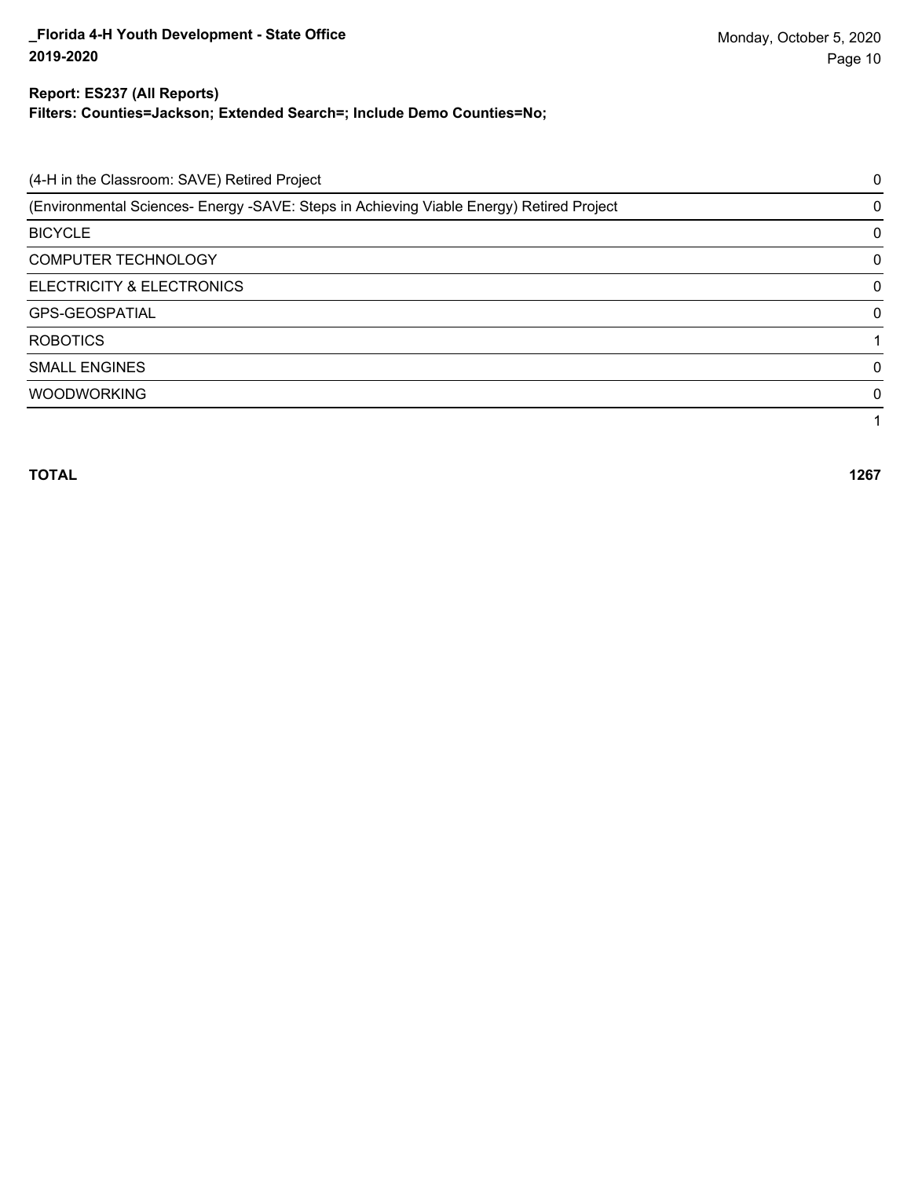**_Florida 4-H Youth Development - State Office**
**2019-2020**

Monday, October 5, 2020

**Report: ES237 (All Reports)**
**Filters: Counties=Jackson; Extended Search=; Include Demo Counties=No;**

| | |
|---|---|
| (4-H in the Classroom: SAVE) Retired Project | 0 |
| (Environmental Sciences- Energy -SAVE: Steps in Achieving Viable Energy) Retired Project | 0 |
| BICYCLE | 0 |
| COMPUTER TECHNOLOGY | 0 |
| ELECTRICITY & ELECTRONICS | 0 |
| GPS-GEOSPATIAL | 0 |
| ROBOTICS | 1 |
| SMALL ENGINES | 0 |
| WOODWORKING | 0 |
| | 1 |

| | |
|---|---|
| **TOTAL** | **1267** |